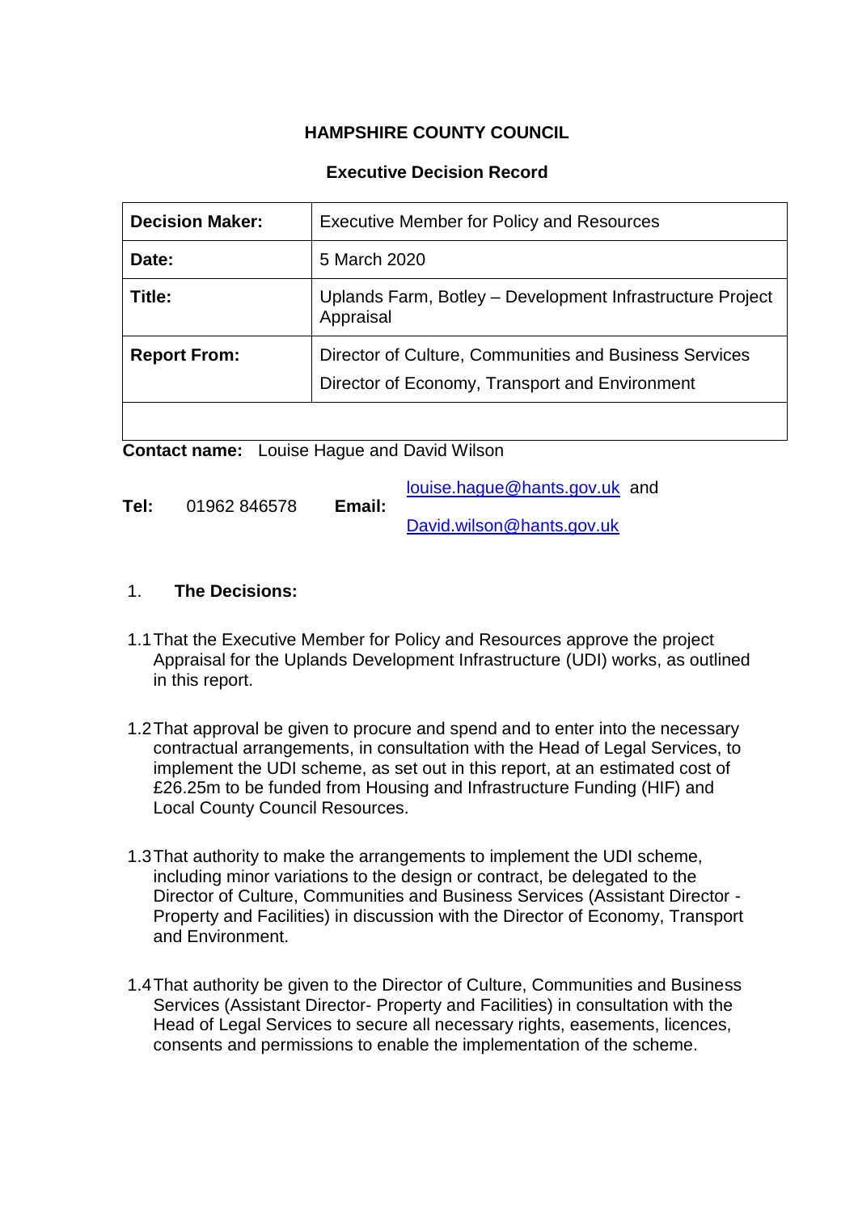**HAMPSHIRE COUNTY COUNCIL**

**Executive Decision Record**

| **Decision Maker:** | Executive Member for Policy and Resources |
|---|---|
| **Date:** | 5 March 2020 |
| **Title:** | Uplands Farm, Botley – Development Infrastructure Project Appraisal |
| **Report From:** | Director of Culture, Communities and Business Services<br>Director of Economy, Transport and Environment |
| | |

**Contact name:** Louise Hague and David Wilson

**Tel:** 01962 846578 **Email:** louise.hague@hants.gov.uk and David.wilson@hants.gov.uk

1. **The Decisions:**

1.1 That the Executive Member for Policy and Resources approve the project Appraisal for the Uplands Development Infrastructure (UDI) works, as outlined in this report.

1.2 That approval be given to procure and spend and to enter into the necessary contractual arrangements, in consultation with the Head of Legal Services, to implement the UDI scheme, as set out in this report, at an estimated cost of £26.25m to be funded from Housing and Infrastructure Funding (HIF) and Local County Council Resources.

1.3 That authority to make the arrangements to implement the UDI scheme, including minor variations to the design or contract, be delegated to the Director of Culture, Communities and Business Services (Assistant Director - Property and Facilities) in discussion with the Director of Economy, Transport and Environment.

1.4 That authority be given to the Director of Culture, Communities and Business Services (Assistant Director- Property and Facilities) in consultation with the Head of Legal Services to secure all necessary rights, easements, licences, consents and permissions to enable the implementation of the scheme.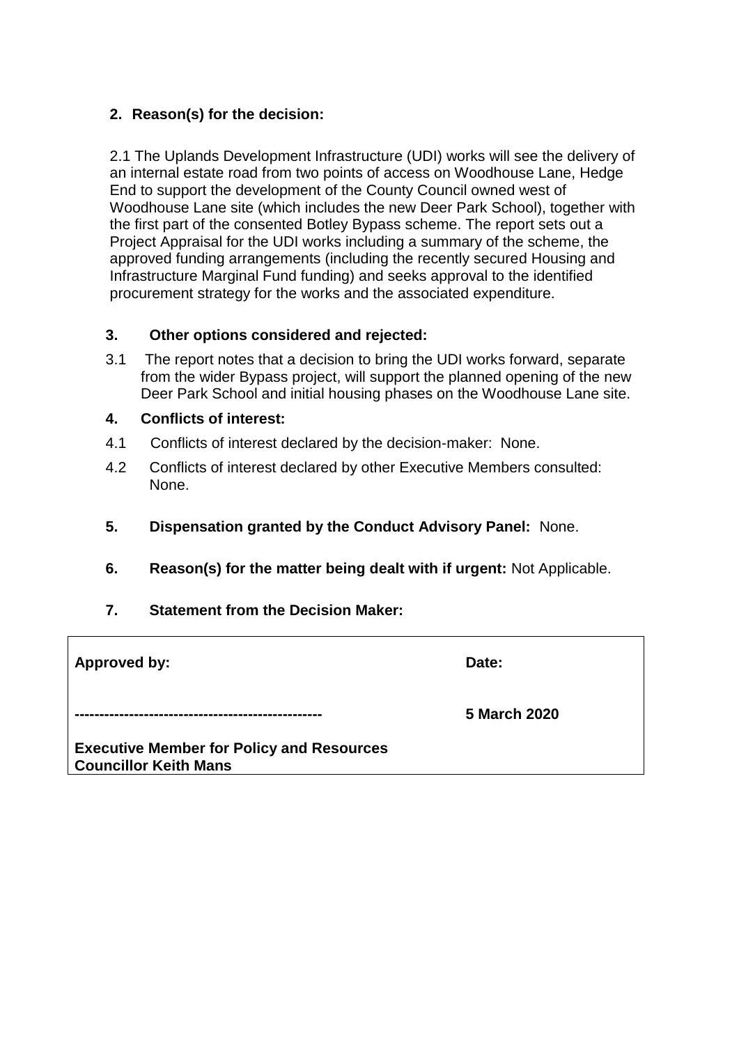## 2. Reason(s) for the decision:

2.1 The Uplands Development Infrastructure (UDI) works will see the delivery of an internal estate road from two points of access on Woodhouse Lane, Hedge End to support the development of the County Council owned west of Woodhouse Lane site (which includes the new Deer Park School), together with the first part of the consented Botley Bypass scheme. The report sets out a Project Appraisal for the UDI works including a summary of the scheme, the approved funding arrangements (including the recently secured Housing and Infrastructure Marginal Fund funding) and seeks approval to the identified procurement strategy for the works and the associated expenditure.

## 3. Other options considered and rejected:

3.1 The report notes that a decision to bring the UDI works forward, separate from the wider Bypass project, will support the planned opening of the new Deer Park School and initial housing phases on the Woodhouse Lane site.

## 4. Conflicts of interest:

4.1 Conflicts of interest declared by the decision-maker: None.

4.2 Conflicts of interest declared by other Executive Members consulted: None.

## 5. Dispensation granted by the Conduct Advisory Panel: None.

## 6. Reason(s) for the matter being dealt with if urgent: Not Applicable.

## 7. Statement from the Decision Maker:

| | |
|---|---|
| **Approved by:** | **Date:** |
| **-------------------------------------------------** | **5 March 2020** |
| **Executive Member for Policy and Resources**<br>**Councillor Keith Mans** | |